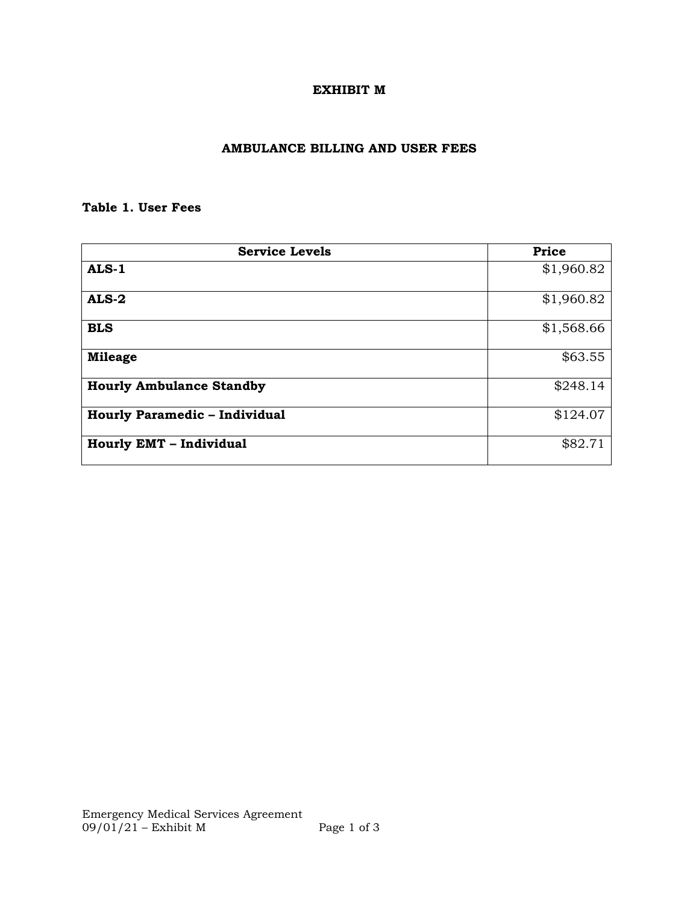# EXHIBIT M

## AMBULANCE BILLING AND USER FEES

### Table 1. User Fees

| Service Levels | Price |
|---|---|
| **ALS-1** | $1,960.82 |
| **ALS-2** | $1,960.82 |
| **BLS** | $1,568.66 |
| **Mileage** | $63.55 |
| **Hourly Ambulance Standby** | $248.14 |
| **Hourly Paramedic – Individual** | $124.07 |
| **Hourly EMT – Individual** | $82.71 |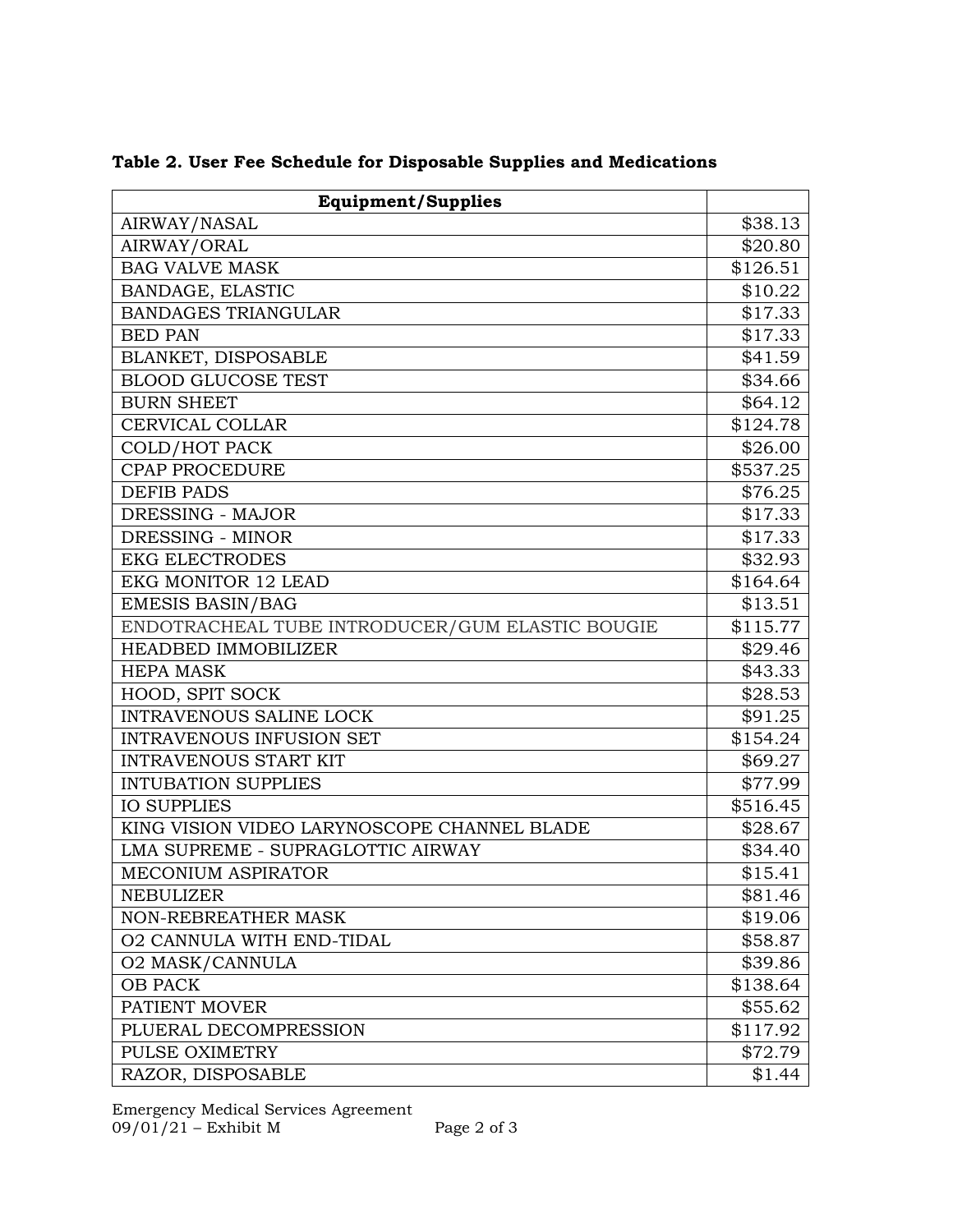**Table 2. User Fee Schedule for Disposable Supplies and Medications**

| Equipment/Supplies | |
|---|---|
| AIRWAY/NASAL | $38.13 |
| AIRWAY/ORAL | $20.80 |
| BAG VALVE MASK | $126.51 |
| BANDAGE, ELASTIC | $10.22 |
| BANDAGES TRIANGULAR | $17.33 |
| BED PAN | $17.33 |
| BLANKET, DISPOSABLE | $41.59 |
| BLOOD GLUCOSE TEST | $34.66 |
| BURN SHEET | $64.12 |
| CERVICAL COLLAR | $124.78 |
| COLD/HOT PACK | $26.00 |
| CPAP PROCEDURE | $537.25 |
| DEFIB PADS | $76.25 |
| DRESSING - MAJOR | $17.33 |
| DRESSING - MINOR | $17.33 |
| EKG ELECTRODES | $32.93 |
| EKG MONITOR 12 LEAD | $164.64 |
| EMESIS BASIN/BAG | $13.51 |
| ENDOTRACHEAL TUBE INTRODUCER/GUM ELASTIC BOUGIE | $115.77 |
| HEADBED IMMOBILIZER | $29.46 |
| HEPA MASK | $43.33 |
| HOOD, SPIT SOCK | $28.53 |
| INTRAVENOUS SALINE LOCK | $91.25 |
| INTRAVENOUS INFUSION SET | $154.24 |
| INTRAVENOUS START KIT | $69.27 |
| INTUBATION SUPPLIES | $77.99 |
| IO SUPPLIES | $516.45 |
| KING VISION VIDEO LARYNOSCOPE CHANNEL BLADE | $28.67 |
| LMA SUPREME - SUPRAGLOTTIC AIRWAY | $34.40 |
| MECONIUM ASPIRATOR | $15.41 |
| NEBULIZER | $81.46 |
| NON-REBREATHER MASK | $19.06 |
| O2 CANNULA WITH END-TIDAL | $58.87 |
| O2 MASK/CANNULA | $39.86 |
| OB PACK | $138.64 |
| PATIENT MOVER | $55.62 |
| PLUERAL DECOMPRESSION | $117.92 |
| PULSE OXIMETRY | $72.79 |
| RAZOR, DISPOSABLE | $1.44 |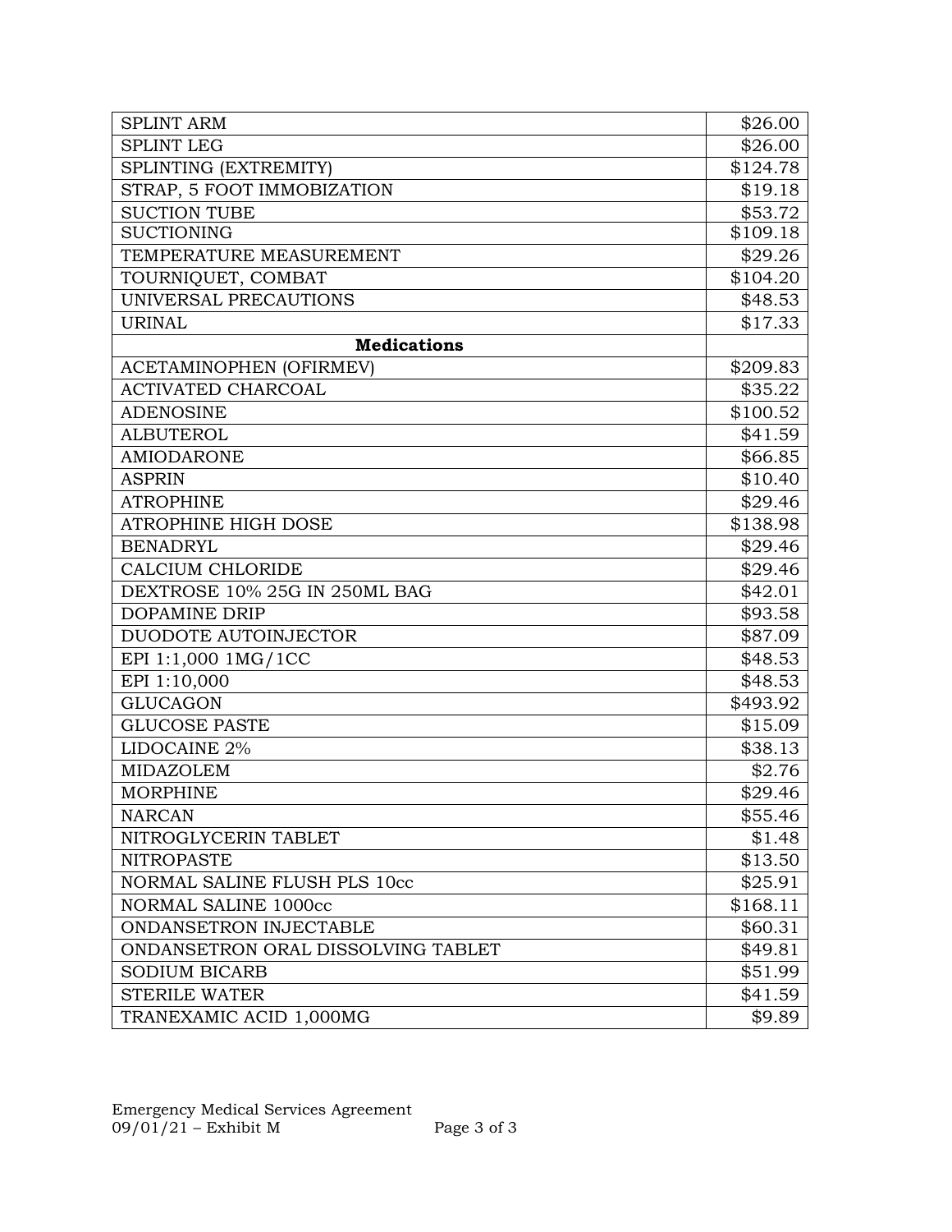| | |
|---|---|
| SPLINT ARM | \$26.00 |
| SPLINT LEG | \$26.00 |
| SPLINTING (EXTREMITY) | \$124.78 |
| STRAP, 5 FOOT IMMOBIZATION | \$19.18 |
| SUCTION TUBE | \$53.72 |
| SUCTIONING | \$109.18 |
| TEMPERATURE MEASUREMENT | \$29.26 |
| TOURNIQUET, COMBAT | \$104.20 |
| UNIVERSAL PRECAUTIONS | \$48.53 |
| URINAL | \$17.33 |
| **Medications** | |
| ACETAMINOPHEN (OFIRMEV) | \$209.83 |
| ACTIVATED CHARCOAL | \$35.22 |
| ADENOSINE | \$100.52 |
| ALBUTEROL | \$41.59 |
| AMIODARONE | \$66.85 |
| ASPRIN | \$10.40 |
| ATROPHINE | \$29.46 |
| ATROPHINE HIGH DOSE | \$138.98 |
| BENADRYL | \$29.46 |
| CALCIUM CHLORIDE | \$29.46 |
| DEXTROSE 10% 25G IN 250ML BAG | \$42.01 |
| DOPAMINE DRIP | \$93.58 |
| DUODOTE AUTOINJECTOR | \$87.09 |
| EPI 1:1,000 1MG/1CC | \$48.53 |
| EPI 1:10,000 | \$48.53 |
| GLUCAGON | \$493.92 |
| GLUCOSE PASTE | \$15.09 |
| LIDOCAINE 2% | \$38.13 |
| MIDAZOLEM | \$2.76 |
| MORPHINE | \$29.46 |
| NARCAN | \$55.46 |
| NITROGLYCERIN TABLET | \$1.48 |
| NITROPASTE | \$13.50 |
| NORMAL SALINE FLUSH PLS 10cc | \$25.91 |
| NORMAL SALINE 1000cc | \$168.11 |
| ONDANSETRON INJECTABLE | \$60.31 |
| ONDANSETRON ORAL DISSOLVING TABLET | \$49.81 |
| SODIUM BICARB | \$51.99 |
| STERILE WATER | \$41.59 |
| TRANEXAMIC ACID 1,000MG | \$9.89 |